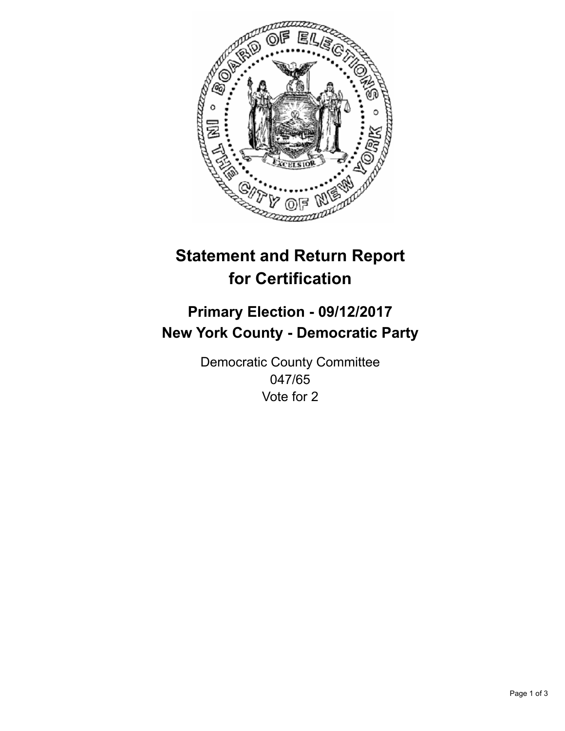# Statement and Return Report for Certification

## Primary Election - 09/12/2017
## New York County - Democratic Party

Democratic County Committee
047/65
Vote for 2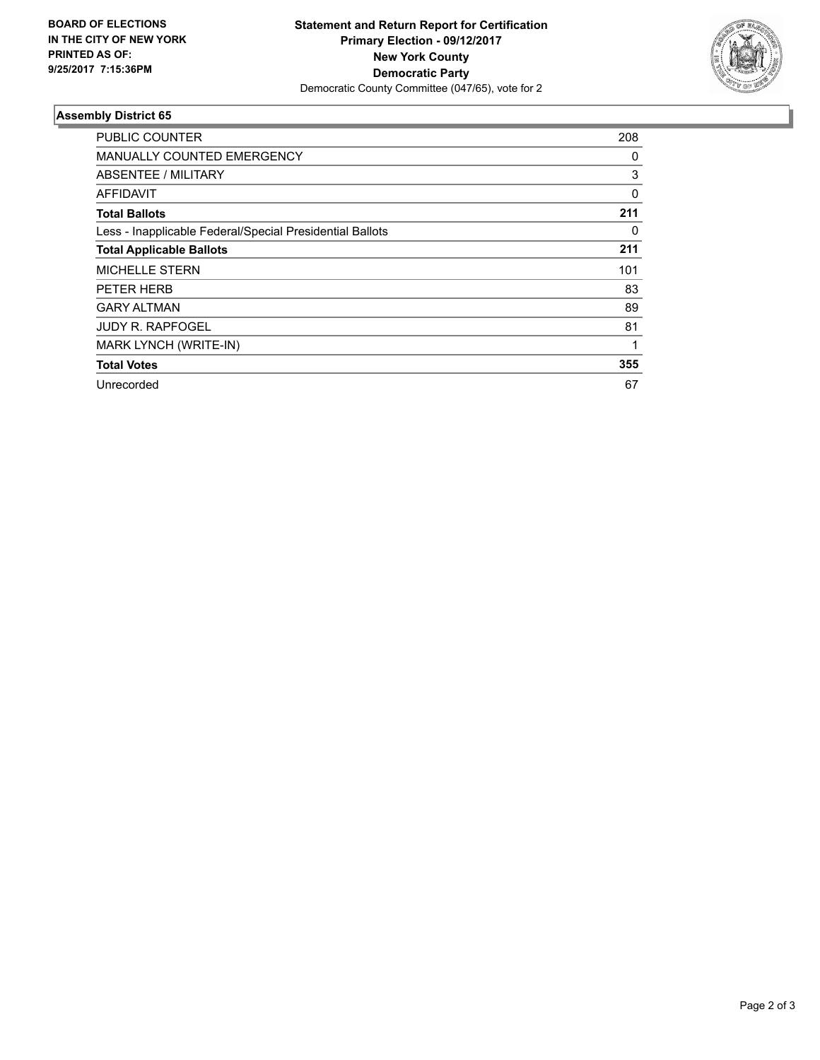**BOARD OF ELECTIONS**
**IN THE CITY OF NEW YORK**
**PRINTED AS OF:**
**9/25/2017 7:15:36PM**

**Statement and Return Report for Certification**
**Primary Election - 09/12/2017**
**New York County**
**Democratic Party**
Democratic County Committee (047/65), vote for 2

## Assembly District 65

| | |
|---|---|
| PUBLIC COUNTER | 208 |
| MANUALLY COUNTED EMERGENCY | 0 |
| ABSENTEE / MILITARY | 3 |
| AFFIDAVIT | 0 |
| **Total Ballots** | **211** |
| Less - Inapplicable Federal/Special Presidential Ballots | 0 |
| **Total Applicable Ballots** | **211** |
| MICHELLE STERN | 101 |
| PETER HERB | 83 |
| GARY ALTMAN | 89 |
| JUDY R. RAPFOGEL | 81 |
| MARK LYNCH (WRITE-IN) | 1 |
| **Total Votes** | **355** |
| Unrecorded | 67 |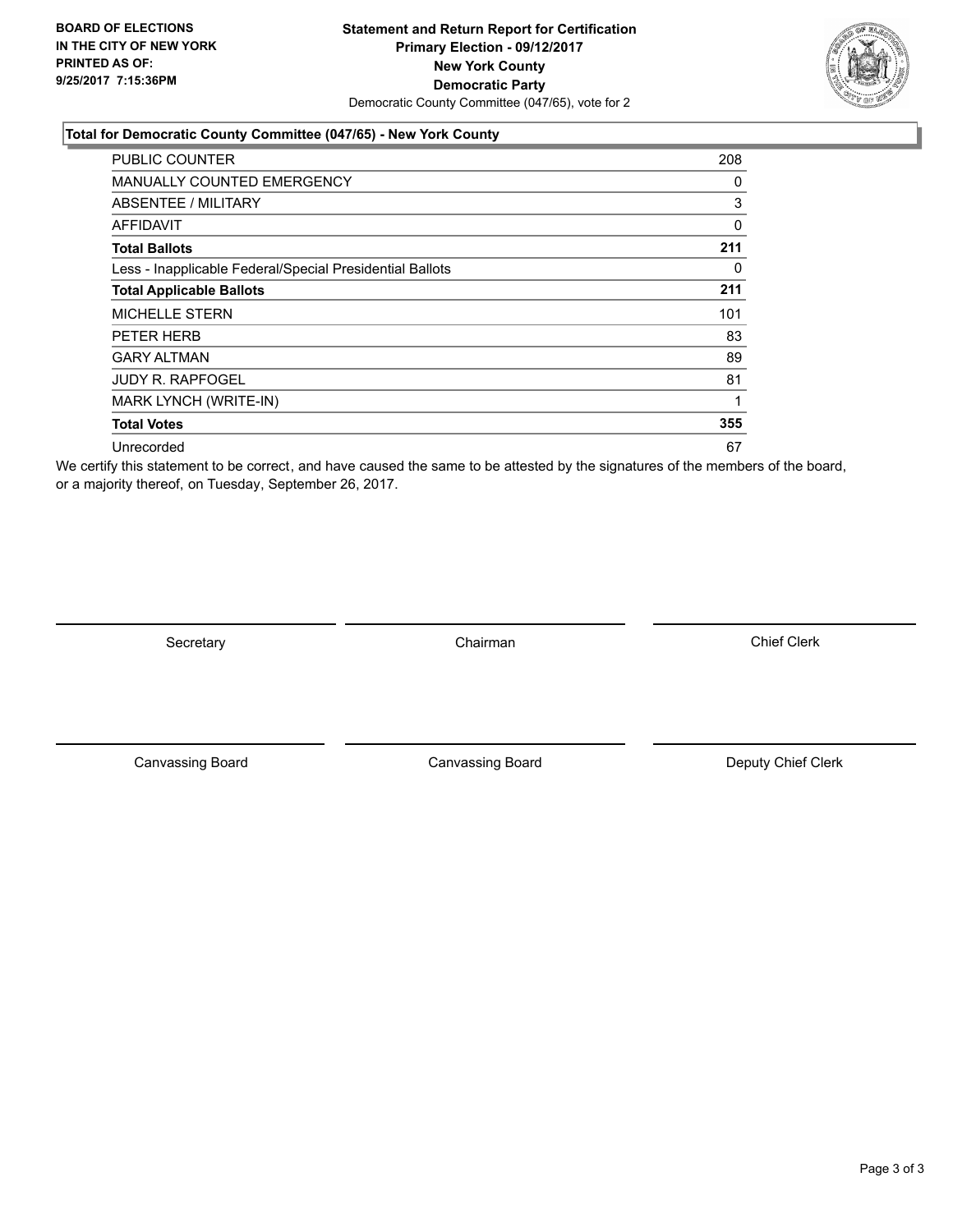**BOARD OF ELECTIONS IN THE CITY OF NEW YORK PRINTED AS OF: 9/25/2017 7:15:36PM**

**Statement and Return Report for Certification**
**Primary Election - 09/12/2017**
**New York County**
**Democratic Party**
Democratic County Committee (047/65), vote for 2

### Total for Democratic County Committee (047/65) - New York County

| | |
|---|---|
| PUBLIC COUNTER | 208 |
| MANUALLY COUNTED EMERGENCY | 0 |
| ABSENTEE / MILITARY | 3 |
| AFFIDAVIT | 0 |
| **Total Ballots** | **211** |
| Less - Inapplicable Federal/Special Presidential Ballots | 0 |
| **Total Applicable Ballots** | **211** |
| MICHELLE STERN | 101 |
| PETER HERB | 83 |
| GARY ALTMAN | 89 |
| JUDY R. RAPFOGEL | 81 |
| MARK LYNCH (WRITE-IN) | 1 |
| **Total Votes** | **355** |
| Unrecorded | 67 |

We certify this statement to be correct, and have caused the same to be attested by the signatures of the members of the board, or a majority thereof, on Tuesday, September 26, 2017.

Secretary

Chairman

Chief Clerk

Canvassing Board

Canvassing Board

Deputy Chief Clerk